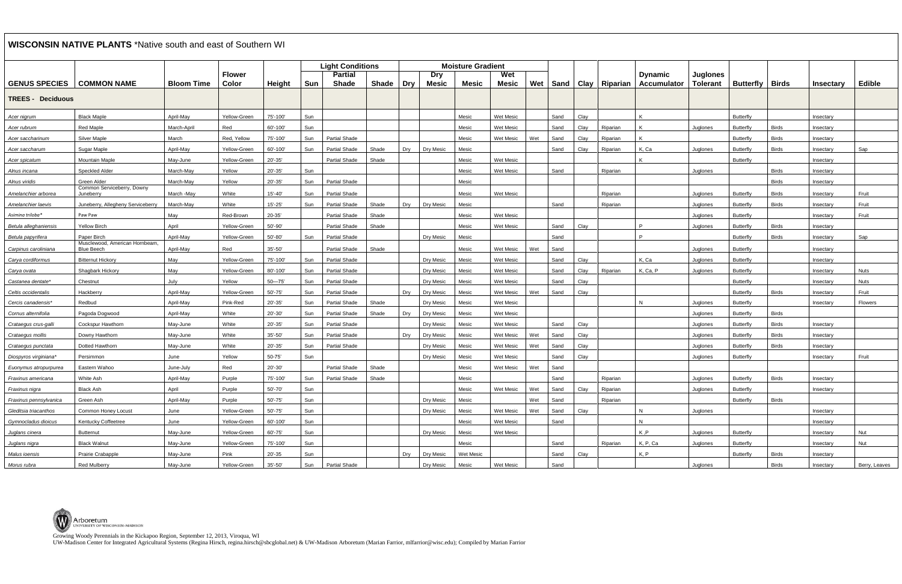## WISCONSIN NATIVE PLANTS *Native south and east of Southern WI

| GENUS SPECIES | COMMON NAME | Bloom Time | Flower Color | Height | Light Conditions | | | Moisture Gradient | | | | | Sand | Clay | Riparian | Dynamic Accumulator | Juglones Tolerant | Butterfly | Birds | Insectary | Edible |
|---|---|---|---|---|---|---|---|---|---|---|---|---|---|---|---|---|---|---|---|---|---|
| | | | | | Sun | Partial Shade | Shade | Dry | Dry Mesic | Mesic | Wet Mesic | Wet | | | | | | | | | |
| **TREES - Deciduous** | | | | | | | | | | | | | | | | | | | | | |
| *Acer nigrum* | Black Maple | April-May | Yellow-Green | 75'-100' | Sun | | | | | Mesic | Wet Mesic | | Sand | Clay | | K | | Butterfly | | Insectary | |
| *Acer rubrum* | Red Maple | March-April | Red | 60'-100' | Sun | | | | | Mesic | Wet Mesic | | Sand | Clay | Riparian | K | Juglones | Butterfly | Birds | Insectary | |
| *Acer saccharinum* | Silver Maple | March | Red, Yellow | 75'-100' | Sun | Partial Shade | | | | Mesic | Wet Mesic | Wet | Sand | Clay | Riparian | K | | Butterfly | Birds | Insectary | |
| *Acer saccharum* | Sugar Maple | April-May | Yellow-Green | 60'-100' | Sun | Partial Shade | Shade | Dry | Dry Mesic | Mesic | | | Sand | Clay | Riparian | K, Ca | Juglones | Butterfly | Birds | Insectary | Sap |
| *Acer spicatum* | Mountain Maple | May-June | Yellow-Green | 20'-35' | | Partial Shade | Shade | | | Mesic | Wet Mesic | | | | | K | | Butterfly | | Insectary | |
| *Alnus incana* | Speckled Alder | March-May | Yellow | 20'-35' | Sun | | | | | Mesic | Wet Mesic | | Sand | | Riparian | | Juglones | | Birds | Insectary | |
| *Alnus viridis* | Green Alder | March-May | Yellow | 20'-35' | Sun | Partial Shade | | | | Mesic | | | | | | | | | Birds | Insectary | |
| *Amelanchier arborea* | Common Serviceberry, Downy Juneberry | March -May | White | 15'-40' | Sun | Partial Shade | | | | Mesic | Wet Mesic | | | | Riparian | | Juglones | Butterfly | Birds | Insectary | Fruit |
| *Amelanchier laevis* | Juneberry, Allegheny Serviceberry | March-May | White | 15'-25' | Sun | Partial Shade | Shade | Dry | Dry Mesic | Mesic | | | Sand | | Riparian | | Juglones | Butterfly | Birds | Insectary | Fruit |
| *Asimina triloba** | Paw Paw | May | Red-Brown | 20-35' | | Partial Shade | Shade | | | Mesic | Wet Mesic | | | | | | Juglones | Butterfly | | Insectary | Fruit |
| *Betula alleghaniensis* | Yellow Birch | April | Yellow-Green | 50'-90' | | Partial Shade | Shade | | | Mesic | Wet Mesic | | Sand | Clay | | P | Juglones | Butterfly | Birds | Insectary | |
| *Betula papyrifera* | Paper Birch | April-May | Yellow-Green | 50'-80' | Sun | Partial Shade | | | Dry Mesic | Mesic | | | Sand | | | P | | Butterfly | Birds | Insectary | Sap |
| *Carpinus caroliniana* | Musclewood, American Hornbeam, Blue Beech | April-May | Red | 35'-50' | | Partial Shade | Shade | | | Mesic | Wet Mesic | Wet | Sand | | | | Juglones | Butterfly | | Insectary | |
| *Carya cordiformus* | Bitternut Hickory | May | Yellow-Green | 75'-100' | Sun | Partial Shade | | | Dry Mesic | Mesic | Wet Mesic | | Sand | Clay | | K, Ca | Juglones | Butterfly | | Insectary | |
| *Carya ovata* | Shagbark Hickory | May | Yellow-Green | 80'-100' | Sun | Partial Shade | | | Dry Mesic | Mesic | Wet Mesic | | Sand | Clay | Riparian | K, Ca, P | Juglones | Butterfly | | Insectary | Nuts |
| *Castanea dentate** | Chestnut | July | Yellow | 50—75' | Sun | Partial Shade | | | Dry Mesic | Mesic | Wet Mesic | | Sand | Clay | | | | Butterfly | | Insectary | Nuts |
| *Celtis occidentalis* | Hackberry | April-May | Yellow-Green | 50'-75' | Sun | Partial Shade | | Dry | Dry Mesic | Mesic | Wet Mesic | Wet | Sand | Clay | | | | Butterfly | Birds | Insectary | Fruit |
| *Cercis canadensis** | Redbud | April-May | Pink-Red | 20'-35' | Sun | Partial Shade | Shade | | Dry Mesic | Mesic | Wet Mesic | | | | | N | Juglones | Butterfly | | Insectary | Flowers |
| *Cornus alternifolia* | Pagoda Dogwood | April-May | White | 20'-30' | Sun | Partial Shade | Shade | Dry | Dry Mesic | Mesic | Wet Mesic | | | | | | Juglones | Butterfly | Birds | | |
| *Crataegus crus-galli* | Cockspur Hawthorn | May-June | White | 20'-35' | Sun | Partial Shade | | | Dry Mesic | Mesic | Wet Mesic | | Sand | Clay | | | Juglones | Butterfly | Birds | Insectary | |
| *Crataegus mollis* | Downy Hawthorn | May-June | White | 35'-50' | Sun | Partial Shade | | Dry | Dry Mesic | Mesic | Wet Mesic | Wet | Sand | Clay | | | Juglones | Butterfly | Birds | Insectary | |
| *Crataegus punctata* | Dotted Hawthorn | May-June | White | 20'-35' | Sun | Partial Shade | | | Dry Mesic | Mesic | Wet Mesic | Wet | Sand | Clay | | | Juglones | Butterfly | Birds | Insectary | |
| *Diospyros virginiana** | Persimmon | June | Yellow | 50-75' | Sun | | | | Dry Mesic | Mesic | Wet Mesic | | Sand | Clay | | | Juglones | Butterfly | | Insectary | Fruit |
| *Euonymus atropurpurea* | Eastern Wahoo | June-July | Red | 20'-30' | | Partial Shade | Shade | | | Mesic | Wet Mesic | Wet | Sand | | | | | | | | |
| *Fraxinus americana* | White Ash | April-May | Purple | 75'-100' | Sun | Partial Shade | Shade | | | Mesic | | | Sand | | Riparian | | Juglones | Butterfly | Birds | Insectary | |
| *Fraxinus nigra* | Black Ash | April | Purple | 50'-70' | Sun | | | | | Mesic | Wet Mesic | Wet | Sand | Clay | Riparian | | Juglones | Butterfly | | Insectary | |
| *Fraxinus pennsylvanica* | Green Ash | April-May | Purple | 50'-75' | Sun | | | | Dry Mesic | Mesic | | Wet | Sand | | Riparian | | | Butterfly | Birds | | |
| *Gleditsia triacanthos* | Common Honey Locust | June | Yellow-Green | 50'-75' | Sun | | | | Dry Mesic | Mesic | Wet Mesic | Wet | Sand | Clay | | N | Juglones | | | Insectary | |
| *Gymnocladus dioicus* | Kentucky Coffeetree | June | Yellow-Green | 60'-100' | Sun | | | | | Mesic | Wet Mesic | | Sand | | | N | | | | Insectary | |
| *Juglans cinera* | Butternut | May-June | Yellow-Green | 60'-75' | Sun | | | | Dry Mesic | Mesic | Wet Mesic | | | | | K ,P | Juglones | Butterfly | | Insectary | Nut |
| *Juglans nigra* | Black Walnut | May-June | Yellow-Green | 75'-100' | Sun | | | | | Mesic | | | Sand | | Riparian | K, P, Ca | Juglones | Butterfly | | Insectary | Nut |
| *Malus ioensis* | Prairie Crabapple | May-June | Pink | 20'-35 | Sun | | | Dry | Dry Mesic | Wet Mesic | | | Sand | Clay | | K, P | | Butterfly | Birds | Insectary | |
| *Morus rubra* | Red Mulberry | May-June | Yellow-Green | 35'-50' | Sun | Partial Shade | | | Dry Mesic | Mesic | Wet Mesic | | Sand | | | | Juglones | | Birds | Insectary | Berry, Leaves |

Arboretum UNIVERSITY OF WISCONSIN–MADISON

Growing Woody Perennials in the Kickapoo Region, September 12, 2013, Viroqua, WI
UW-Madison Center for Integrated Agricultural Systems (Regina Hirsch, regina.hirsch@sbcglobal.net) & UW-Madison Arboretum (Marian Farrior, mlfarrior@wisc.edu); Compiled by Marian Farrior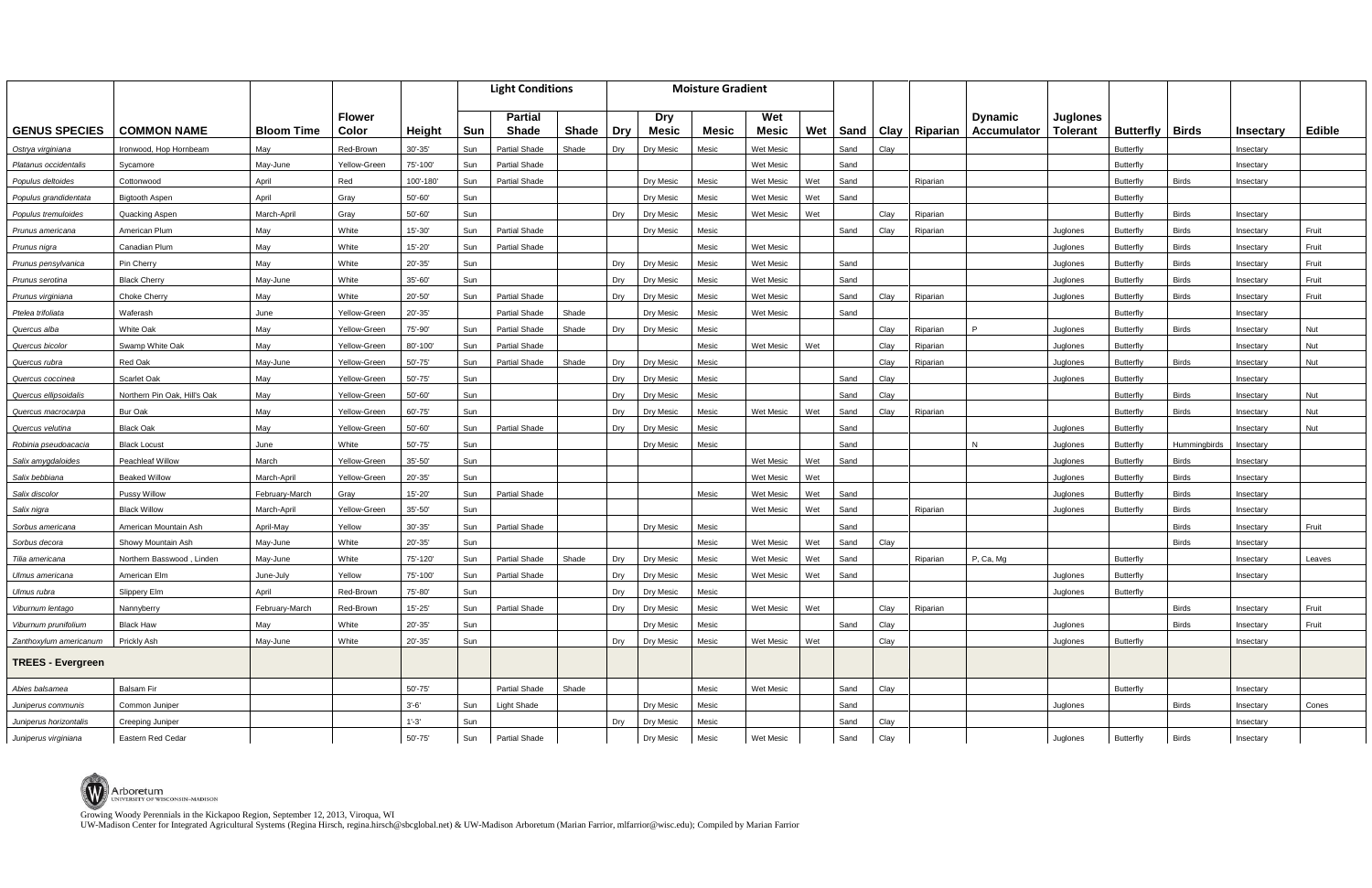| | | | | | Light Conditions | | | Moisture Gradient | | | | | | | | | | | | | | |
|---|---|---|---|---|---|---|---|---|---|---|---|---|---|---|---|---|---|---|---|---|---|---|
| **GENUS SPECIES** | **COMMON NAME** | **Bloom Time** | **Flower Color** | **Height** | **Sun** | **Partial Shade** | **Shade** | **Dry** | **Dry Mesic** | **Mesic** | **Wet Mesic** | **Wet** | **Sand** | **Clay** | **Riparian** | **Dynamic Accumulator** | **Juglones Tolerant** | **Butterfly** | **Birds** | **Insectary** | **Edible** |
| *Ostrya virginiana* | Ironwood, Hop Hornbeam | May | Red-Brown | 30'-35' | Sun | Partial Shade | Shade | Dry | Dry Mesic | Mesic | Wet Mesic | | Sand | Clay | | | | Butterfly | | Insectary | |
| *Platanus occidentalis* | Sycamore | May-June | Yellow-Green | 75'-100' | Sun | Partial Shade | | | | | Wet Mesic | | Sand | | | | | Butterfly | | Insectary | |
| *Populus deltoides* | Cottonwood | April | Red | 100'-180' | Sun | Partial Shade | | | Dry Mesic | Mesic | Wet Mesic | Wet | Sand | | Riparian | | | Butterfly | Birds | Insectary | |
| *Populus grandidentata* | Bigtooth Aspen | April | Gray | 50'-60' | Sun | | | | Dry Mesic | Mesic | Wet Mesic | Wet | Sand | | | | | Butterfly | | | |
| *Populus tremuloides* | Quacking Aspen | March-April | Gray | 50'-60' | Sun | | | Dry | Dry Mesic | Mesic | Wet Mesic | Wet | | Clay | Riparian | | | Butterfly | Birds | Insectary | |
| *Prunus americana* | American Plum | May | White | 15'-30' | Sun | Partial Shade | | | Dry Mesic | Mesic | | | Sand | Clay | Riparian | | Juglones | Butterfly | Birds | Insectary | Fruit |
| *Prunus nigra* | Canadian Plum | May | White | 15'-20' | Sun | Partial Shade | | | | Mesic | Wet Mesic | | | | | | Juglones | Butterfly | Birds | Insectary | Fruit |
| *Prunus pensylvanica* | Pin Cherry | May | White | 20'-35' | Sun | | | Dry | Dry Mesic | Mesic | Wet Mesic | | Sand | | | | Juglones | Butterfly | Birds | Insectary | Fruit |
| *Prunus serotina* | Black Cherry | May-June | White | 35'-60' | Sun | | | Dry | Dry Mesic | Mesic | Wet Mesic | | Sand | | | | Juglones | Butterfly | Birds | Insectary | Fruit |
| *Prunus virginiana* | Choke Cherry | May | White | 20'-50' | Sun | Partial Shade | | Dry | Dry Mesic | Mesic | Wet Mesic | | Sand | Clay | Riparian | | Juglones | Butterfly | Birds | Insectary | Fruit |
| *Ptelea trifoliata* | Waferash | June | Yellow-Green | 20'-35' | | Partial Shade | Shade | | Dry Mesic | Mesic | Wet Mesic | | Sand | | | | | Butterfly | | Insectary | |
| *Quercus alba* | White Oak | May | Yellow-Green | 75'-90' | Sun | Partial Shade | Shade | Dry | Dry Mesic | Mesic | | | | Clay | Riparian | P | Juglones | Butterfly | Birds | Insectary | Nut |
| *Quercus bicolor* | Swamp White Oak | May | Yellow-Green | 80'-100' | Sun | Partial Shade | | | | Mesic | Wet Mesic | Wet | | Clay | Riparian | | Juglones | Butterfly | | Insectary | Nut |
| *Quercus rubra* | Red Oak | May-June | Yellow-Green | 50'-75' | Sun | Partial Shade | Shade | Dry | Dry Mesic | Mesic | | | | Clay | Riparian | | Juglones | Butterfly | Birds | Insectary | Nut |
| *Quercus coccinea* | Scarlet Oak | May | Yellow-Green | 50'-75' | Sun | | | Dry | Dry Mesic | Mesic | | | Sand | Clay | | | Juglones | Butterfly | | Insectary | |
| *Quercus ellipsoidalis* | Northern Pin Oak, Hill's Oak | May | Yellow-Green | 50'-60' | Sun | | | Dry | Dry Mesic | Mesic | | | Sand | Clay | | | | Butterfly | Birds | Insectary | Nut |
| *Quercus macrocarpa* | Bur Oak | May | Yellow-Green | 60'-75' | Sun | | | Dry | Dry Mesic | Mesic | Wet Mesic | Wet | Sand | Clay | Riparian | | | Butterfly | Birds | Insectary | Nut |
| *Quercus velutina* | Black Oak | May | Yellow-Green | 50'-60' | Sun | Partial Shade | | Dry | Dry Mesic | Mesic | | | Sand | | | | Juglones | Butterfly | | Insectary | Nut |
| *Robinia pseudoacacia* | Black Locust | June | White | 50'-75' | Sun | | | | Dry Mesic | Mesic | | | Sand | | | N | Juglones | Butterfly | Hummingbirds | Insectary | |
| *Salix amygdaloides* | Peachleaf Willow | March | Yellow-Green | 35'-50' | Sun | | | | | | Wet Mesic | Wet | Sand | | | | Juglones | Butterfly | Birds | Insectary | |
| *Salix bebbiana* | Beaked Willow | March-April | Yellow-Green | 20'-35' | Sun | | | | | | Wet Mesic | Wet | | | | | Juglones | Butterfly | Birds | Insectary | |
| *Salix discolor* | Pussy Willow | February-March | Gray | 15'-20' | Sun | Partial Shade | | | | Mesic | Wet Mesic | Wet | Sand | | | | Juglones | Butterfly | Birds | Insectary | |
| *Salix nigra* | Black Willow | March-April | Yellow-Green | 35'-50' | Sun | | | | | | Wet Mesic | Wet | Sand | | Riparian | | Juglones | Butterfly | Birds | Insectary | |
| *Sorbus americana* | American Mountain Ash | April-May | Yellow | 30'-35' | Sun | Partial Shade | | | Dry Mesic | Mesic | | | Sand | | | | | | Birds | Insectary | Fruit |
| *Sorbus decora* | Showy Mountain Ash | May-June | White | 20'-35' | Sun | | | | | Mesic | Wet Mesic | Wet | Sand | Clay | | | | | Birds | Insectary | |
| *Tilia americana* | Northern Basswood , Linden | May-June | White | 75'-120' | Sun | Partial Shade | Shade | Dry | Dry Mesic | Mesic | Wet Mesic | Wet | Sand | | Riparian | P, Ca, Mg | | Butterfly | | Insectary | Leaves |
| *Ulmus americana* | American Elm | June-July | Yellow | 75'-100' | Sun | Partial Shade | | Dry | Dry Mesic | Mesic | Wet Mesic | Wet | Sand | | | | Juglones | Butterfly | | Insectary | |
| *Ulmus rubra* | Slippery Elm | April | Red-Brown | 75'-80' | Sun | | | Dry | Dry Mesic | Mesic | | | | | | | Juglones | Butterfly | | | |
| *Viburnum lentago* | Nannyberry | February-March | Red-Brown | 15'-25' | Sun | Partial Shade | | Dry | Dry Mesic | Mesic | Wet Mesic | Wet | | Clay | Riparian | | | | Birds | Insectary | Fruit |
| *Viburnum prunifolium* | Black Haw | May | White | 20'-35' | Sun | | | | Dry Mesic | Mesic | | | Sand | Clay | | | Juglones | | Birds | Insectary | Fruit |
| *Zanthoxylum americanum* | Prickly Ash | May-June | White | 20'-35' | Sun | | | Dry | Dry Mesic | Mesic | Wet Mesic | Wet | | Clay | | | Juglones | Butterfly | | Insectary | |
| **TREES - Evergreen** | | | | | | | | | | | | | | | | | | | | | |
| *Abies balsamea* | Balsam Fir | | | 50'-75' | | Partial Shade | Shade | | | Mesic | Wet Mesic | | Sand | Clay | | | | Butterfly | | Insectary | |
| *Juniperus communis* | Common Juniper | | | 3'-6' | Sun | Light Shade | | | Dry Mesic | Mesic | | | Sand | | | | Juglones | | Birds | Insectary | Cones |
| *Juniperus horizontalis* | Creeping Juniper | | | 1'-3' | Sun | | | Dry | Dry Mesic | Mesic | | | Sand | Clay | | | | | | Insectary | |
| *Juniperus virginiana* | Eastern Red Cedar | | | 50'-75' | Sun | Partial Shade | | | Dry Mesic | Mesic | Wet Mesic | | Sand | Clay | | | Juglones | Butterfly | Birds | Insectary | |

Arboretum
UNIVERSITY OF WISCONSIN–MADISON

Growing Woody Perennials in the Kickapoo Region, September 12, 2013, Viroqua, WI
UW-Madison Center for Integrated Agricultural Systems (Regina Hirsch, regina.hirsch@sbcglobal.net) & UW-Madison Arboretum (Marian Farrior, mlfarrior@wisc.edu); Compiled by Marian Farrior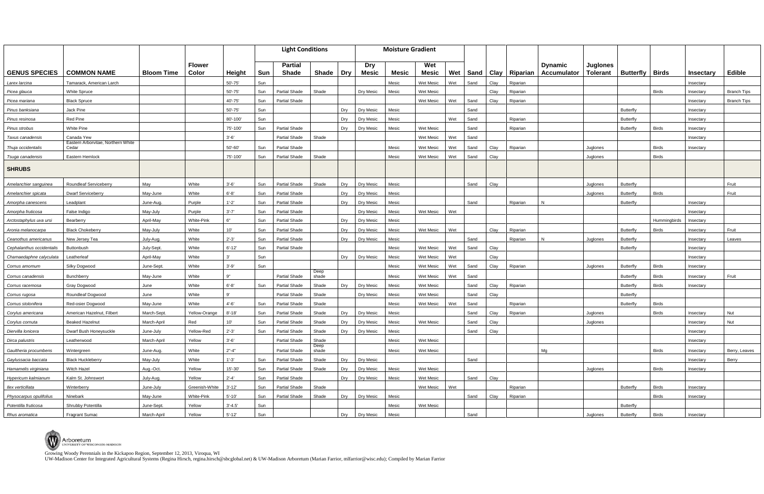| | | | | | Light Conditions | | | Moisture Gradient | | | | | | | | | | | | | |
|---|---|---|---|---|---|---|---|---|---|---|---|---|---|---|---|---|---|---|---|---|---|
| **GENUS SPECIES** | **COMMON NAME** | **Bloom Time** | **Flower Color** | **Height** | **Sun** | **Partial Shade** | **Shade** | **Dry** | **Dry Mesic** | **Mesic** | **Wet Mesic** | **Wet** | **Sand** | **Clay** | **Riparian** | **Dynamic Accumulator** | **Juglones Tolerant** | **Butterfly** | **Birds** | **Insectary** | **Edible** |
| *Larex larcina* | Tamarack, American Larch | | | 50'-75' | Sun | | | | | Mesic | Wet Mesic | Wet | Sand | Clay | Riparian | | | | | Insectary | |
| *Picea glauca* | White Spruce | | | 50'-75' | Sun | Partial Shade | Shade | | Dry Mesic | Mesic | Wet Mesic | | | Clay | Riparian | | | | Birds | Insectary | Branch Tips |
| *Picea mariana* | Black Spruce | | | 40'-75' | Sun | Partial Shade | | | | | Wet Mesic | Wet | Sand | Clay | Riparian | | | | | Insectary | Branch Tips |
| *Pinus banksiana* | Jack Pine | | | 50'-75' | Sun | | | Dry | Dry Mesic | Mesic | | | Sand | | | | | Butterfly | | Insectary | |
| *Pinus resinosa* | Red Pine | | | 80'-100' | Sun | | | Dry | Dry Mesic | Mesic | | Wet | Sand | | Riparian | | | Butterfly | | Insectary | |
| *Pinus strobus* | White Pine | | | 75'-100' | Sun | Partial Shade | | Dry | Dry Mesic | Mesic | Wet Mesic | | Sand | | Riparian | | | Butterfly | Birds | Insectary | |
| *Taxus canadensis* | Canada Yew | | | 3'-6' | | Partial Shade | Shade | | | | Wet Mesic | Wet | Sand | | | | | | | Insectary | |
| *Thuja occidentalis* | Eastern Arborvitae, Northern White Cedar | | | 50'-60' | Sun | Partial Shade | | | | Mesic | Wet Mesic | Wet | Sand | Clay | Riparian | | Juglones | | Birds | Insectary | |
| *Tsuga canadensis* | Eastern Hemlock | | | 75'-100' | Sun | Partial Shade | Shade | | | Mesic | Wet Mesic | Wet | Sand | Clay | | | Juglones | | Birds | | |
| **SHRUBS** | | | | | | | | | | | | | | | | | | | | | |
| *Amelanchier sanguinea* | Roundleaf Serviceberry | May | White | 3'-6' | Sun | Partial Shade | Shade | Dry | Dry Mesic | Mesic | | | Sand | Clay | | | Juglones | Butterfly | | | Fruit |
| *Amelanchier spicata* | Dwarf Serviceberry | May-June | White | 6'-8' | Sun | Partial Shade | | Dry | Dry Mesic | Mesic | | | | | | | Juglones | Butterfly | Birds | | Fruit |
| *Amorpha canescens* | Leadplant | June-Aug. | Purple | 1'-2' | Sun | Partial Shade | | Dry | Dry Mesic | Mesic | | | Sand | | Riparian | N | | Butterfly | | Insectary | |
| *Amorpha fruticosa* | False Indigo | May-July | Purple | 3'-7' | Sun | Partial Shade | | | Dry Mesic | Mesic | Wet Mesic | Wet | | | | | | | | Insectary | |
| *Arctostaphylus uva ursi* | Bearberry | April-May | White-Pink | 6" | Sun | Partial Shade | | Dry | Dry Mesic | Mesic | | | | | | | | | Hummingbirds | Insectary | |
| *Aronia melanocarpa* | Black Chokeberry | May-July | White | 10' | Sun | Partial Shade | | Dry | Dry Mesic | Mesic | Wet Mesic | Wet | | Clay | Riparian | | | Butterfly | Birds | Insectary | Fruit |
| *Ceanothus americanus* | New Jersey Tea | July-Aug. | White | 2'-3' | Sun | Partial Shade | | Dry | Dry Mesic | Mesic | | | Sand | | Riparian | N | Juglones | Butterfly | | Insectary | Leaves |
| *Cephalanthus occidentalis* | Buttonbush | July-Sept. | White | 6'-12' | Sun | Partial Shade | | | | Mesic | Wet Mesic | Wet | Sand | Clay | | | | Butterfly | | Insectary | |
| *Chamaedaphne calyculata* | Leatherleaf | April-May | White | 3' | Sun | | | Dry | Dry Mesic | Mesic | Wet Mesic | Wet | | Clay | | | | | | Insectary | |
| *Cornus amomum* | Silky Dogwood | June-Sept. | White | 3'-9' | Sun | | | | | Mesic | Wet Mesic | Wet | Sand | Clay | Riparian | | Juglones | Butterfly | Birds | Insectary | |
| *Cornus canadensis* | Bunchberry | May-June | White | 9" | | Partial Shade | Deep shade | | | Mesic | Wet Mesic | Wet | Sand | | | | | Butterfly | Birds | Insectary | Fruit |
| *Cornus racemosa* | Gray Dogwood | June | White | 6'-8' | Sun | Partial Shade | Shade | Dry | Dry Mesic | Mesic | Wet Mesic | | Sand | Clay | Riparian | | | Butterfly | Birds | Insectary | |
| *Cornus rugosa* | Roundleaf Dogwood | June | White | 9' | | Partial Shade | Shade | | Dry Mesic | Mesic | Wet Mesic | | Sand | Clay | | | | Butterfly | | | |
| *Cornus stolonifera* | Red-osier Dogwood | May-June | White | 4'-6' | Sun | Partial Shade | Shade | | | Mesic | Wet Mesic | Wet | Sand | | Riparian | | | Butterfly | Birds | | |
| *Corylus americana* | American Hazelnut, Filbert | March-Sept. | Yellow-Orange | 8'-18' | Sun | Partial Shade | Shade | Dry | Dry Mesic | Mesic | | | Sand | Clay | Riparian | | Juglones | | Birds | Insectary | Nut |
| *Corylus cornuta* | Beaked Hazelnut | March-April | Red | 10' | Sun | Partial Shade | Shade | Dry | Dry Mesic | Mesic | Wet Mesic | | Sand | Clay | | | Juglones | | | Insectary | Nut |
| *Diervilla lonicera* | Dwarf Bush Honeysuckle | June-July | Yellow-Red | 2'-3' | Sun | Partial Shade | Shade | Dry | Dry Mesic | Mesic | | | Sand | Clay | | | | | | Insectary | |
| *Dirca palustris* | Leatherwood | March-April | Yellow | 3'-6' | | Partial Shade | Shade | | | Mesic | Wet Mesic | | | | | | | | | Insectary | |
| *Gaultheria procumbens* | Wintergreen | June-Aug. | White | 2"-4" | | Partial Shade | Deep shade | | | Mesic | Wet Mesic | | | | | Mg | | | Birds | Insectary | Berry, Leaves |
| *Gaylussacia baccata* | Black Huckleberry | May-July | White | 1'-3' | Sun | Partial Shade | Shade | Dry | Dry Mesic | | | | Sand | | | | | | | Insectary | Berry |
| *Hamamelis virginiana* | Witch Hazel | Aug.-Oct. | Yellow | 15'-30' | Sun | Partial Shade | Shade | Dry | Dry Mesic | Mesic | Wet Mesic | | | | | | Juglones | | Birds | Insectary | |
| *Hypericum kalmianum* | Kalm St. Johnswort | July-Aug. | Yellow | 2'-4' | Sun | Partial Shade | | Dry | Dry Mesic | Mesic | Wet Mesic | | Sand | Clay | | | | | | | |
| *Ilex verticillata* | Winterberry | June-July | Greenish-White | 3'-12' | Sun | Partial Shade | Shade | | | | Wet Mesic | Wet | | | Riparian | | | Butterfly | Birds | Insectary | |
| *Physocarpus opulifolius* | Ninebark | May-June | White-Pink | 5'-10' | Sun | Partial Shade | Shade | Dry | Dry Mesic | Mesic | | | Sand | Clay | Riparian | | | | Birds | Insectary | |
| *Potentilla fruticosa* | Shrubby Potentilla | June-Sept. | Yellow | 3'-4.5' | Sun | | | | | Mesic | Wet Mesic | | | | | | | Butterfly | | | |
| *Rhus aromatica* | Fragrant Sumac | March-April | Yellow | 5'-12' | Sun | | | Dry | Dry Mesic | Mesic | | | Sand | | | | Juglones | Butterfly | Birds | Insectary | |

Arboretum
UNIVERSITY OF WISCONSIN–MADISON

Growing Woody Perennials in the Kickapoo Region, September 12, 2013, Viroqua, WI
UW-Madison Center for Integrated Agricultural Systems (Regina Hirsch, regina.hirsch@sbcglobal.net) & UW-Madison Arboretum (Marian Farrior, mlfarrior@wisc.edu); Compiled by Marian Farrior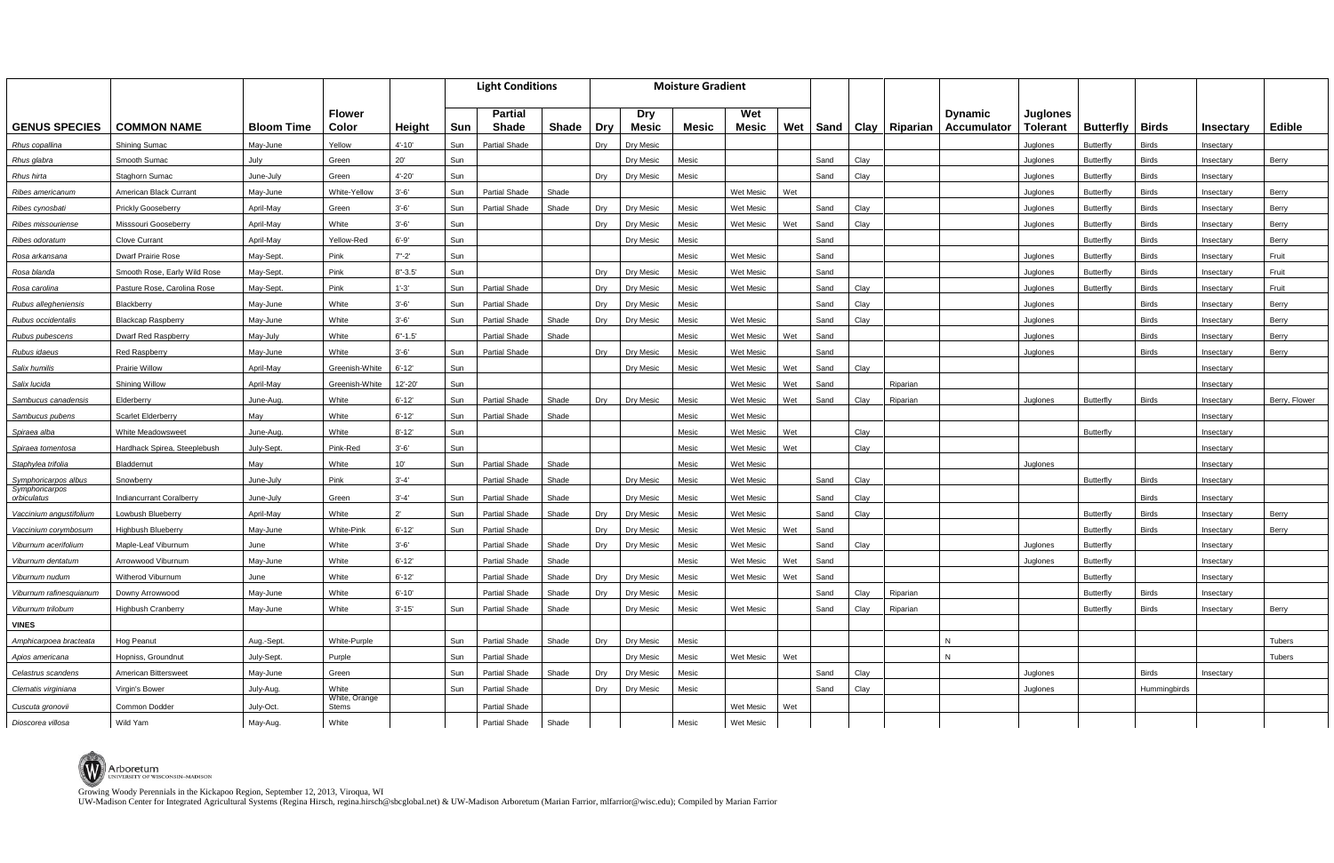| | | | | | Light Conditions | | | Moisture Gradient | | | | | | | | | | | | | |
|---|---|---|---|---|---|---|---|---|---|---|---|---|---|---|---|---|---|---|---|---|---|
| GENUS SPECIES | COMMON NAME | Bloom Time | Flower Color | Height | Sun | Partial Shade | Shade | Dry | Dry Mesic | Mesic | Wet Mesic | Wet | Sand | Clay | Riparian | Dynamic Accumulator | Juglones Tolerant | Butterfly | Birds | Insectary | Edible |
| *Rhus copallina* | Shining Sumac | May-June | Yellow | 4'-10' | Sun | Partial Shade | | Dry | Dry Mesic | | | | | | | | Juglones | Butterfly | Birds | Insectary | |
| *Rhus glabra* | Smooth Sumac | July | Green | 20' | Sun | | | | Dry Mesic | Mesic | | | Sand | Clay | | | Juglones | Butterfly | Birds | Insectary | Berry |
| *Rhus hirta* | Staghorn Sumac | June-July | Green | 4'-20' | Sun | | | Dry | Dry Mesic | Mesic | | | Sand | Clay | | | Juglones | Butterfly | Birds | Insectary | |
| *Ribes americanum* | American Black Currant | May-June | White-Yellow | 3'-6' | Sun | Partial Shade | Shade | | | | Wet Mesic | Wet | | | | | Juglones | Butterfly | Birds | Insectary | Berry |
| *Ribes cynosbati* | Prickly Gooseberry | April-May | Green | 3'-6' | Sun | Partial Shade | Shade | Dry | Dry Mesic | Mesic | Wet Mesic | | Sand | Clay | | | Juglones | Butterfly | Birds | Insectary | Berry |
| *Ribes missouriense* | Misssouri Gooseberry | April-May | White | 3'-6' | Sun | | | Dry | Dry Mesic | Mesic | Wet Mesic | Wet | Sand | Clay | | | Juglones | Butterfly | Birds | Insectary | Berry |
| *Ribes odoratum* | Clove Currant | April-May | Yellow-Red | 6'-9' | Sun | | | | Dry Mesic | Mesic | | | Sand | | | | | Butterfly | Birds | Insectary | Berry |
| *Rosa arkansana* | Dwarf Prairie Rose | May-Sept. | Pink | 7"-2' | Sun | | | | | Mesic | Wet Mesic | | Sand | | | | Juglones | Butterfly | Birds | Insectary | Fruit |
| *Rosa blanda* | Smooth Rose, Early Wild Rose | May-Sept. | Pink | 8"-3.5' | Sun | | | Dry | Dry Mesic | Mesic | Wet Mesic | | Sand | | | | Juglones | Butterfly | Birds | Insectary | Fruit |
| *Rosa carolina* | Pasture Rose, Carolina Rose | May-Sept. | Pink | 1'-3' | Sun | Partial Shade | | Dry | Dry Mesic | Mesic | Wet Mesic | | Sand | Clay | | | Juglones | Butterfly | Birds | Insectary | Fruit |
| *Rubus allegheniensis* | Blackberry | May-June | White | 3'-6' | Sun | Partial Shade | | Dry | Dry Mesic | Mesic | | | Sand | Clay | | | Juglones | | Birds | Insectary | Berry |
| *Rubus occidentalis* | Blackcap Raspberry | May-June | White | 3'-6' | Sun | Partial Shade | Shade | Dry | Dry Mesic | Mesic | Wet Mesic | | Sand | Clay | | | Juglones | | Birds | Insectary | Berry |
| *Rubus pubescens* | Dwarf Red Raspberry | May-July | White | 6"-1.5' | | Partial Shade | Shade | | | Mesic | Wet Mesic | Wet | Sand | | | | Juglones | | Birds | Insectary | Berry |
| *Rubus idaeus* | Red Raspberry | May-June | White | 3'-6' | Sun | Partial Shade | | Dry | Dry Mesic | Mesic | Wet Mesic | | Sand | | | | Juglones | | Birds | Insectary | Berry |
| *Salix humilis* | Prairie Willow | April-May | Greenish-White | 6'-12' | Sun | | | | Dry Mesic | Mesic | Wet Mesic | Wet | Sand | Clay | | | | | | Insectary | |
| *Salix lucida* | Shining Willow | April-May | Greenish-White | 12'-20' | Sun | | | | | | Wet Mesic | Wet | Sand | | Riparian | | | | | Insectary | |
| *Sambucus canadensis* | Elderberry | June-Aug. | White | 6'-12' | Sun | Partial Shade | Shade | Dry | Dry Mesic | Mesic | Wet Mesic | Wet | Sand | Clay | Riparian | | Juglones | Butterfly | Birds | Insectary | Berry, Flower |
| *Sambucus pubens* | Scarlet Elderberry | May | White | 6'-12' | Sun | Partial Shade | Shade | | | Mesic | Wet Mesic | | | | | | | | | Insectary | |
| *Spiraea alba* | White Meadowsweet | June-Aug. | White | 8'-12' | Sun | | | | | Mesic | Wet Mesic | Wet | | Clay | | | | Butterfly | | Insectary | |
| *Spiraea tomentosa* | Hardhack Spirea, Steeplebush | July-Sept. | Pink-Red | 3'-6' | Sun | | | | | Mesic | Wet Mesic | Wet | | Clay | | | | | | Insectary | |
| *Staphylea trifolia* | Bladdernut | May | White | 10' | Sun | Partial Shade | Shade | | | Mesic | Wet Mesic | | | | | | Juglones | | | Insectary | |
| *Symphoricarpos albus* | Snowberry | June-July | Pink | 3'-4' | | Partial Shade | Shade | | Dry Mesic | Mesic | Wet Mesic | | Sand | Clay | | | | Butterfly | Birds | Insectary | |
| *Symphoricarpos orbiculatus* | Indiancurrant Coralberry | June-July | Green | 3'-4' | Sun | Partial Shade | Shade | | Dry Mesic | Mesic | Wet Mesic | | Sand | Clay | | | | | Birds | Insectary | |
| *Vaccinium angustifolium* | Lowbush Blueberry | April-May | White | 2' | Sun | Partial Shade | Shade | Dry | Dry Mesic | Mesic | Wet Mesic | | Sand | Clay | | | | Butterfly | Birds | Insectary | Berry |
| *Vaccinium corymbosum* | Highbush Blueberry | May-June | White-Pink | 6'-12' | Sun | Partial Shade | | Dry | Dry Mesic | Mesic | Wet Mesic | Wet | Sand | | | | | Butterfly | Birds | Insectary | Berry |
| *Viburnum acerifolium* | Maple-Leaf Viburnum | June | White | 3'-6' | | Partial Shade | Shade | Dry | Dry Mesic | Mesic | Wet Mesic | | Sand | Clay | | | Juglones | Butterfly | | Insectary | |
| *Viburnum dentatum* | Arrowwood Viburnum | May-June | White | 6'-12' | | Partial Shade | Shade | | | Mesic | Wet Mesic | Wet | Sand | | | | Juglones | Butterfly | | Insectary | |
| *Viburnum nudum* | Witherod Viburnum | June | White | 6'-12' | | Partial Shade | Shade | Dry | Dry Mesic | Mesic | Wet Mesic | Wet | Sand | | | | | Butterfly | | Insectary | |
| *Viburnum rafinesquianum* | Downy Arrowwood | May-June | White | 6'-10' | | Partial Shade | Shade | Dry | Dry Mesic | Mesic | | | Sand | Clay | Riparian | | | Butterfly | Birds | Insectary | |
| *Viburnum trilobum* | Highbush Cranberry | May-June | White | 3'-15' | Sun | Partial Shade | Shade | | Dry Mesic | Mesic | Wet Mesic | | Sand | Clay | Riparian | | | Butterfly | Birds | Insectary | Berry |
| **VINES** | | | | | | | | | | | | | | | | | | | | | |
| *Amphicarpoea bracteata* | Hog Peanut | Aug.-Sept. | White-Purple | | Sun | Partial Shade | Shade | Dry | Dry Mesic | Mesic | | | | | | N | | | | | Tubers |
| *Apios americana* | Hopniss, Groundnut | July-Sept. | Purple | | Sun | Partial Shade | | | Dry Mesic | Mesic | Wet Mesic | Wet | | | | N | | | | | Tubers |
| *Celastrus scandens* | American Bittersweet | May-June | Green | | Sun | Partial Shade | Shade | Dry | Dry Mesic | Mesic | | | Sand | Clay | | | Juglones | | Birds | Insectary | |
| *Clematis virginiana* | Virgin's Bower | July-Aug. | White | | Sun | Partial Shade | | Dry | Dry Mesic | Mesic | | | Sand | Clay | | | Juglones | | Hummingbirds | | |
| *Cuscuta gronovii* | Common Dodder | July-Oct. | White, Orange Stems | | | Partial Shade | | | | | Wet Mesic | Wet | | | | | | | | | |
| *Dioscorea villosa* | Wild Yam | May-Aug. | White | | | Partial Shade | Shade | | | Mesic | Wet Mesic | | | | | | | | | | |

Arboretum UNIVERSITY OF WISCONSIN–MADISON

Growing Woody Perennials in the Kickapoo Region, September 12, 2013, Viroqua, WI
UW-Madison Center for Integrated Agricultural Systems (Regina Hirsch, regina.hirsch@sbcglobal.net) & UW-Madison Arboretum (Marian Farrior, mlfarrior@wisc.edu); Compiled by Marian Farrior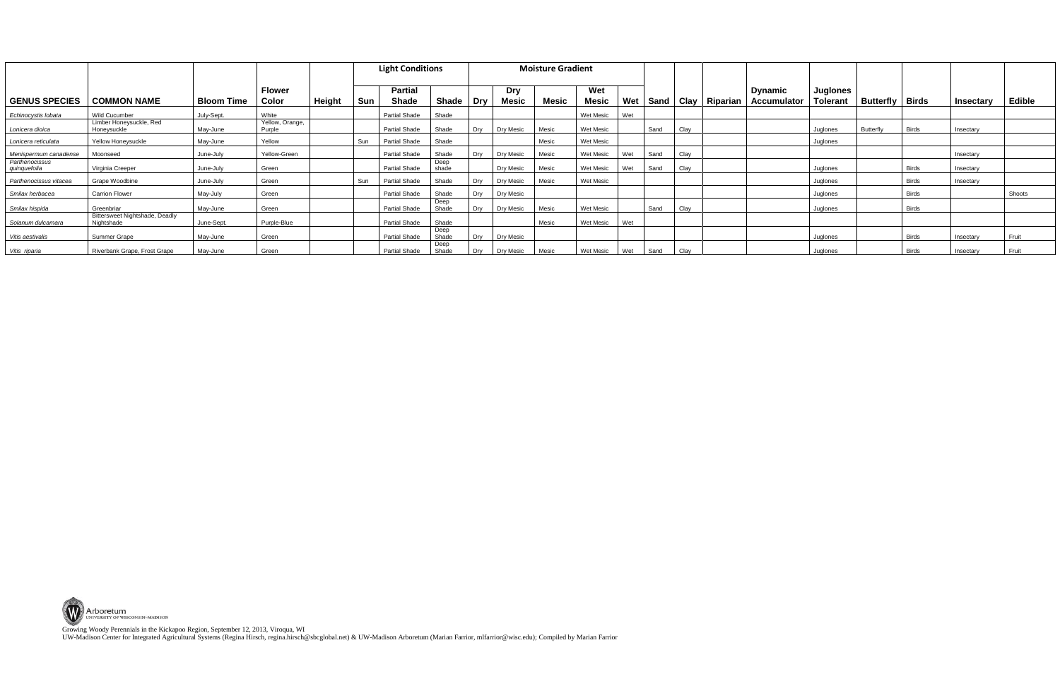| | | | | | Light Conditions | | | Moisture Gradient | | | | | | | | | | | | | |
|---|---|---|---|---|---|---|---|---|---|---|---|---|---|---|---|---|---|---|---|---|---|
| **GENUS SPECIES** | **COMMON NAME** | **Bloom Time** | **Flower Color** | **Height** | **Sun** | **Partial Shade** | **Shade** | **Dry** | **Dry Mesic** | **Mesic** | **Wet Mesic** | **Wet** | **Sand** | **Clay** | **Riparian** | **Dynamic Accumulator** | **Juglones Tolerant** | **Butterfly** | **Birds** | **Insectary** | **Edible** |
| *Echinocystis lobata* | Wild Cucumber | July-Sept. | White | | | Partial Shade | Shade | | | | Wet Mesic | Wet | | | | | | | | | |
| *Lonicera dioica* | Limber Honeysuckle, Red Honeysuckle | May-June | Yellow, Orange, Purple | | | Partial Shade | Shade | Dry | Dry Mesic | Mesic | Wet Mesic | | Sand | Clay | | | Juglones | Butterfly | Birds | Insectary | |
| *Lonicera reticulata* | Yellow Honeysuckle | May-June | Yellow | | Sun | Partial Shade | Shade | | | Mesic | Wet Mesic | | | | | | Juglones | | | | |
| *Menispermum canadense* | Moonseed | June-July | Yellow-Green | | | Partial Shade | Shade | Dry | Dry Mesic | Mesic | Wet Mesic | Wet | Sand | Clay | | | | | | Insectary | |
| *Parthenocissus quinquefolia* | Virginia Creeper | June-July | Green | | | Partial Shade | Deep shade | | Dry Mesic | Mesic | Wet Mesic | Wet | Sand | Clay | | | Juglones | | Birds | Insectary | |
| *Parthenocissus vitacea* | Grape Woodbine | June-July | Green | | Sun | Partial Shade | Shade | Dry | Dry Mesic | Mesic | Wet Mesic | | | | | | Juglones | | Birds | Insectary | |
| *Smilax herbacea* | Carrion Flower | May-July | Green | | | Partial Shade | Shade | Dry | Dry Mesic | | | | | | | | Juglones | | Birds | | Shoots |
| *Smilax hispida* | Greenbriar | May-June | Green | | | Partial Shade | Deep Shade | Dry | Dry Mesic | Mesic | Wet Mesic | | Sand | Clay | | | Juglones | | Birds | | |
| *Solanum dulcamara* | Bittersweet Nightshade, Deadly Nightshade | June-Sept. | Purple-Blue | | | Partial Shade | Shade | | | Mesic | Wet Mesic | Wet | | | | | | | | | |
| *Vitis aestivalis* | Summer Grape | May-June | Green | | | Partial Shade | Deep Shade | Dry | Dry Mesic | | | | | | | | Juglones | | Birds | Insectary | Fruit |
| *Vitis riparia* | Riverbank Grape, Frost Grape | May-June | Green | | | Partial Shade | Deep Shade | Dry | Dry Mesic | Mesic | Wet Mesic | Wet | Sand | Clay | | | Juglones | | Birds | Insectary | Fruit |

Arboretum
UNIVERSITY OF WISCONSIN–MADISON

Growing Woody Perennials in the Kickapoo Region, September 12, 2013, Viroqua, WI
UW-Madison Center for Integrated Agricultural Systems (Regina Hirsch, regina.hirsch@sbcglobal.net) & UW-Madison Arboretum (Marian Farrior, mlfarrior@wisc.edu); Compiled by Marian Farrior